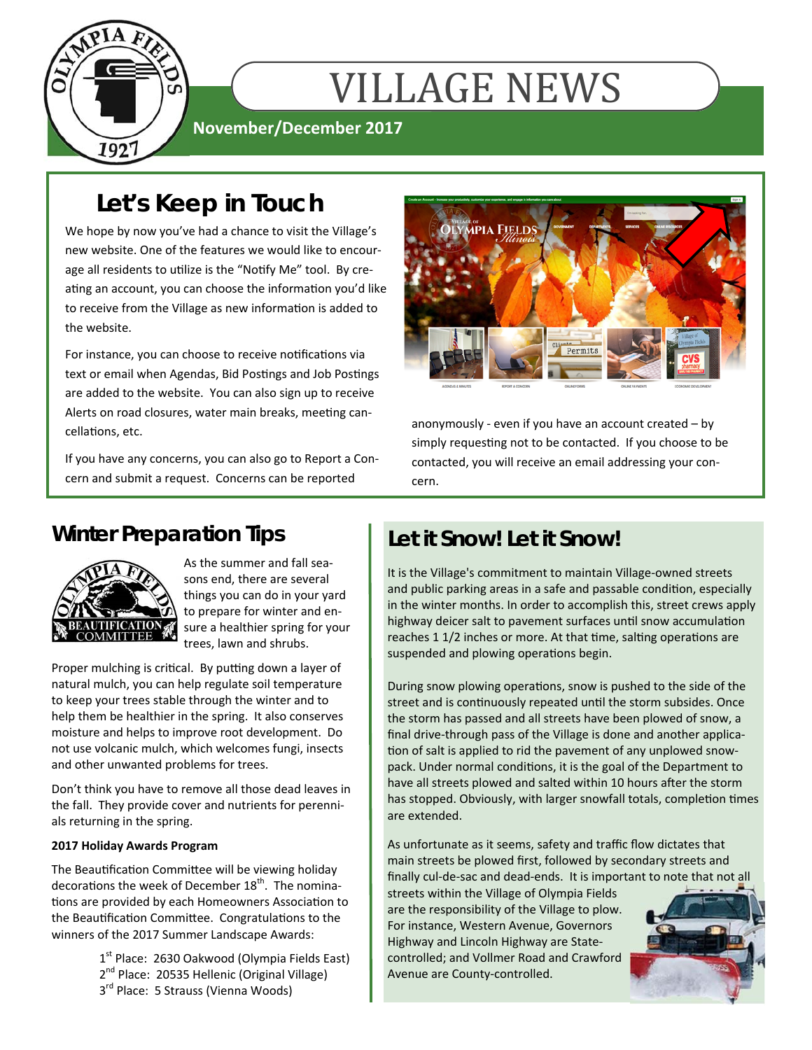# VILLAGE NEWS

**November/December 2017**

## Let's Keep in Touch

We hope by now you've had a chance to visit the Village's new website. One of the features we would like to encourage all residents to utilize is the "Notify Me" tool. By creating an account, you can choose the information you'd like to receive from the Village as new information is added to the website.

For instance, you can choose to receive notifications via text or email when Agendas, Bid Postings and Job Postings are added to the website. You can also sign up to receive Alerts on road closures, water main breaks, meeting cancellations, etc.

If you have any concerns, you can also go to Report a Concern and submit a request. Concerns can be reported anonymously - even if you have an account created – by simply requesting not to be contacted. If you choose to be contacted, you will receive an email addressing your concern.

## Winter Preparation Tips

As the summer and fall seasons end, there are several things you can do in your yard to prepare for winter and ensure a healthier spring for your trees, lawn and shrubs.

Proper mulching is critical. By putting down a layer of natural mulch, you can help regulate soil temperature to keep your trees stable through the winter and to help them be healthier in the spring. It also conserves moisture and helps to improve root development. Do not use volcanic mulch, which welcomes fungi, insects and other unwanted problems for trees.

Don't think you have to remove all those dead leaves in the fall. They provide cover and nutrients for perennials returning in the spring.

**2017 Holiday Awards Program**

The Beautification Committee will be viewing holiday decorations the week of December 18th. The nominations are provided by each Homeowners Association to the Beautification Committee. Congratulations to the winners of the 2017 Summer Landscape Awards:

1st Place: 2630 Oakwood (Olympia Fields East)
2nd Place: 20535 Hellenic (Original Village)
3rd Place: 5 Strauss (Vienna Woods)

## Let it Snow! Let it Snow!

It is the Village's commitment to maintain Village-owned streets and public parking areas in a safe and passable condition, especially in the winter months. In order to accomplish this, street crews apply highway deicer salt to pavement surfaces until snow accumulation reaches 1 1/2 inches or more. At that time, salting operations are suspended and plowing operations begin.

During snow plowing operations, snow is pushed to the side of the street and is continuously repeated until the storm subsides. Once the storm has passed and all streets have been plowed of snow, a final drive-through pass of the Village is done and another application of salt is applied to rid the pavement of any unplowed snowpack. Under normal conditions, it is the goal of the Department to have all streets plowed and salted within 10 hours after the storm has stopped. Obviously, with larger snowfall totals, completion times are extended.

As unfortunate as it seems, safety and traffic flow dictates that main streets be plowed first, followed by secondary streets and finally cul-de-sac and dead-ends. It is important to note that not all streets within the Village of Olympia Fields are the responsibility of the Village to plow. For instance, Western Avenue, Governors Highway and Lincoln Highway are State-controlled; and Vollmer Road and Crawford Avenue are County-controlled.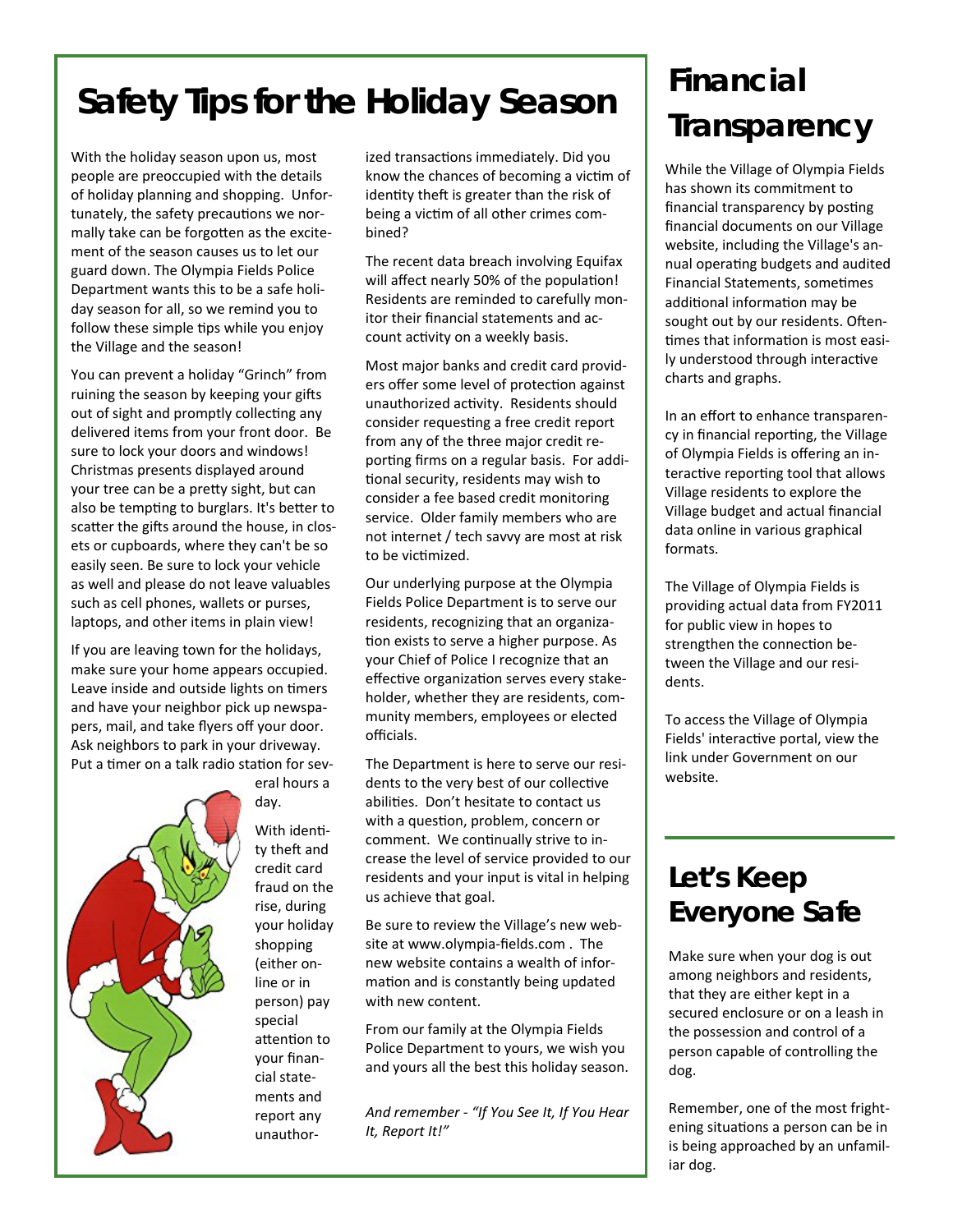# Safety Tips for the Holiday Season

With the holiday season upon us, most people are preoccupied with the details of holiday planning and shopping. Unfortunately, the safety precautions we normally take can be forgotten as the excitement of the season causes us to let our guard down. The Olympia Fields Police Department wants this to be a safe holiday season for all, so we remind you to follow these simple tips while you enjoy the Village and the season!

You can prevent a holiday "Grinch" from ruining the season by keeping your gifts out of sight and promptly collecting any delivered items from your front door. Be sure to lock your doors and windows! Christmas presents displayed around your tree can be a pretty sight, but can also be tempting to burglars. It's better to scatter the gifts around the house, in closets or cupboards, where they can't be so easily seen. Be sure to lock your vehicle as well and please do not leave valuables such as cell phones, wallets or purses, laptops, and other items in plain view!

If you are leaving town for the holidays, make sure your home appears occupied. Leave inside and outside lights on timers and have your neighbor pick up newspapers, mail, and take flyers off your door. Ask neighbors to park in your driveway. Put a timer on a talk radio station for several hours a day.

With identity theft and credit card fraud on the rise, during your holiday shopping (either online or in person) pay special attention to your financial statements and report any unauthorized transactions immediately. Did you know the chances of becoming a victim of identity theft is greater than the risk of being a victim of all other crimes combined?

The recent data breach involving Equifax will affect nearly 50% of the population! Residents are reminded to carefully monitor their financial statements and account activity on a weekly basis.

Most major banks and credit card providers offer some level of protection against unauthorized activity. Residents should consider requesting a free credit report from any of the three major credit reporting firms on a regular basis. For additional security, residents may wish to consider a fee based credit monitoring service. Older family members who are not internet / tech savvy are most at risk to be victimized.

Our underlying purpose at the Olympia Fields Police Department is to serve our residents, recognizing that an organization exists to serve a higher purpose. As your Chief of Police I recognize that an effective organization serves every stakeholder, whether they are residents, community members, employees or elected officials.

The Department is here to serve our residents to the very best of our collective abilities. Don't hesitate to contact us with a question, problem, concern or comment. We continually strive to increase the level of service provided to our residents and your input is vital in helping us achieve that goal.

Be sure to review the Village's new website at www.olympia-fields.com . The new website contains a wealth of information and is constantly being updated with new content.

From our family at the Olympia Fields Police Department to yours, we wish you and yours all the best this holiday season.

*And remember - "If You See It, If You Hear It, Report It!"*

# Financial Transparency

While the Village of Olympia Fields has shown its commitment to financial transparency by posting financial documents on our Village website, including the Village's annual operating budgets and audited Financial Statements, sometimes additional information may be sought out by our residents. Oftentimes that information is most easily understood through interactive charts and graphs.

In an effort to enhance transparency in financial reporting, the Village of Olympia Fields is offering an interactive reporting tool that allows Village residents to explore the Village budget and actual financial data online in various graphical formats.

The Village of Olympia Fields is providing actual data from FY2011 for public view in hopes to strengthen the connection between the Village and our residents.

To access the Village of Olympia Fields' interactive portal, view the link under Government on our website.

# Let's Keep Everyone Safe

Make sure when your dog is out among neighbors and residents, that they are either kept in a secured enclosure or on a leash in the possession and control of a person capable of controlling the dog.

Remember, one of the most frightening situations a person can be in is being approached by an unfamiliar dog.